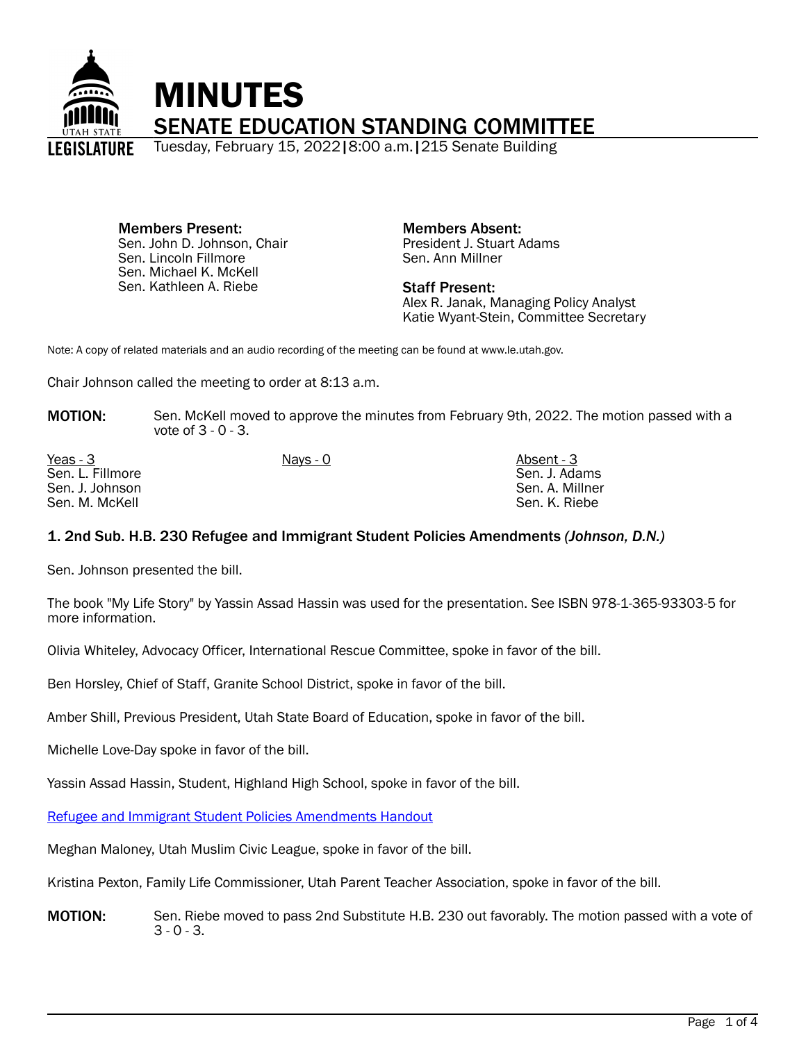# MINUTES

## SENATE EDUCATION STANDING COMMITTEE

Tuesday, February 15, 2022 | 8:00 a.m. | 215 Senate Building

**Members Present:**
Sen. John D. Johnson, Chair
Sen. Lincoln Fillmore
Sen. Michael K. McKell
Sen. Kathleen A. Riebe

**Members Absent:**
President J. Stuart Adams
Sen. Ann Millner

**Staff Present:**
Alex R. Janak, Managing Policy Analyst
Katie Wyant-Stein, Committee Secretary

Note: A copy of related materials and an audio recording of the meeting can be found at www.le.utah.gov.

Chair Johnson called the meeting to order at 8:13 a.m.

**MOTION:** Sen. McKell moved to approve the minutes from February 9th, 2022. The motion passed with a vote of 3 - 0 - 3.

| Yeas - 3 | Nays - 0 | Absent - 3 |
|---|---|---|
| Sen. L. Fillmore | | Sen. J. Adams |
| Sen. J. Johnson | | Sen. A. Millner |
| Sen. M. McKell | | Sen. K. Riebe |

### 1. 2nd Sub. H.B. 230 Refugee and Immigrant Student Policies Amendments *(Johnson, D.N.)*

Sen. Johnson presented the bill.

The book "My Life Story" by Yassin Assad Hassin was used for the presentation. See ISBN 978-1-365-93303-5 for more information.

Olivia Whiteley, Advocacy Officer, International Rescue Committee, spoke in favor of the bill.

Ben Horsley, Chief of Staff, Granite School District, spoke in favor of the bill.

Amber Shill, Previous President, Utah State Board of Education, spoke in favor of the bill.

Michelle Love-Day spoke in favor of the bill.

Yassin Assad Hassin, Student, Highland High School, spoke in favor of the bill.

Refugee and Immigrant Student Policies Amendments Handout

Meghan Maloney, Utah Muslim Civic League, spoke in favor of the bill.

Kristina Pexton, Family Life Commissioner, Utah Parent Teacher Association, spoke in favor of the bill.

**MOTION:** Sen. Riebe moved to pass 2nd Substitute H.B. 230 out favorably. The motion passed with a vote of 3 - 0 - 3.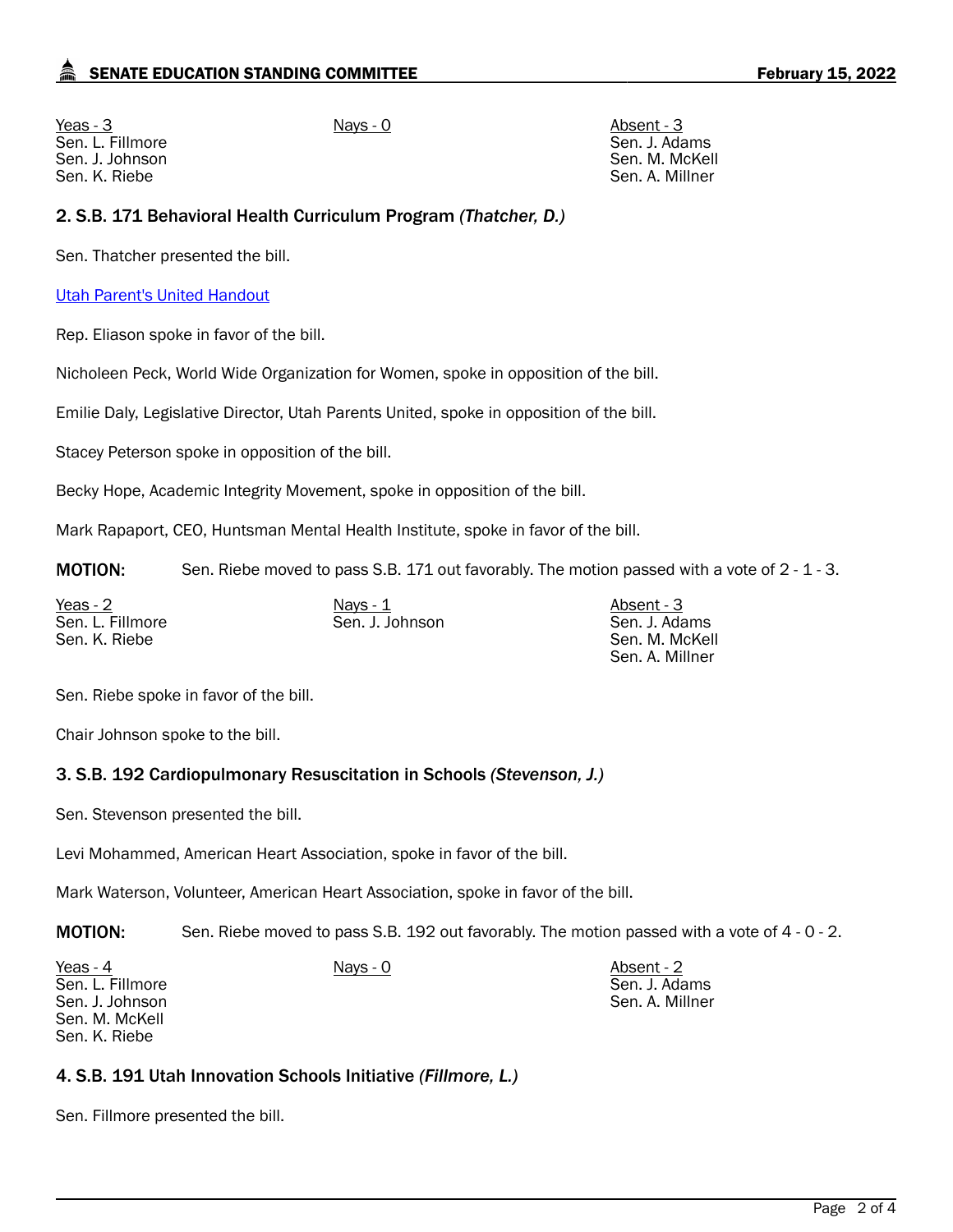| Yeas - 3 | Nays - 0 | Absent - 3 |
| --- | --- | --- |
| Sen. L. Fillmore | | Sen. J. Adams |
| Sen. J. Johnson | | Sen. M. McKell |
| Sen. K. Riebe | | Sen. A. Millner |

## 2. S.B. 171 Behavioral Health Curriculum Program *(Thatcher, D.)*

Sen. Thatcher presented the bill.

Utah Parent's United Handout

Rep. Eliason spoke in favor of the bill.

Nicholeen Peck, World Wide Organization for Women, spoke in opposition of the bill.

Emilie Daly, Legislative Director, Utah Parents United, spoke in opposition of the bill.

Stacey Peterson spoke in opposition of the bill.

Becky Hope, Academic Integrity Movement, spoke in opposition of the bill.

Mark Rapaport, CEO, Huntsman Mental Health Institute, spoke in favor of the bill.

**MOTION:** Sen. Riebe moved to pass S.B. 171 out favorably. The motion passed with a vote of 2 - 1 - 3.

| Yeas - 2 | Nays - 1 | Absent - 3 |
| --- | --- | --- |
| Sen. L. Fillmore | Sen. J. Johnson | Sen. J. Adams |
| Sen. K. Riebe | | Sen. M. McKell |
| | | Sen. A. Millner |

Sen. Riebe spoke in favor of the bill.

Chair Johnson spoke to the bill.

## 3. S.B. 192 Cardiopulmonary Resuscitation in Schools *(Stevenson, J.)*

Sen. Stevenson presented the bill.

Levi Mohammed, American Heart Association, spoke in favor of the bill.

Mark Waterson, Volunteer, American Heart Association, spoke in favor of the bill.

**MOTION:** Sen. Riebe moved to pass S.B. 192 out favorably. The motion passed with a vote of 4 - 0 - 2.

| Yeas - 4 | Nays - 0 | Absent - 2 |
| --- | --- | --- |
| Sen. L. Fillmore | | Sen. J. Adams |
| Sen. J. Johnson | | Sen. A. Millner |
| Sen. M. McKell | | |
| Sen. K. Riebe | | |

## 4. S.B. 191 Utah Innovation Schools Initiative *(Fillmore, L.)*

Sen. Fillmore presented the bill.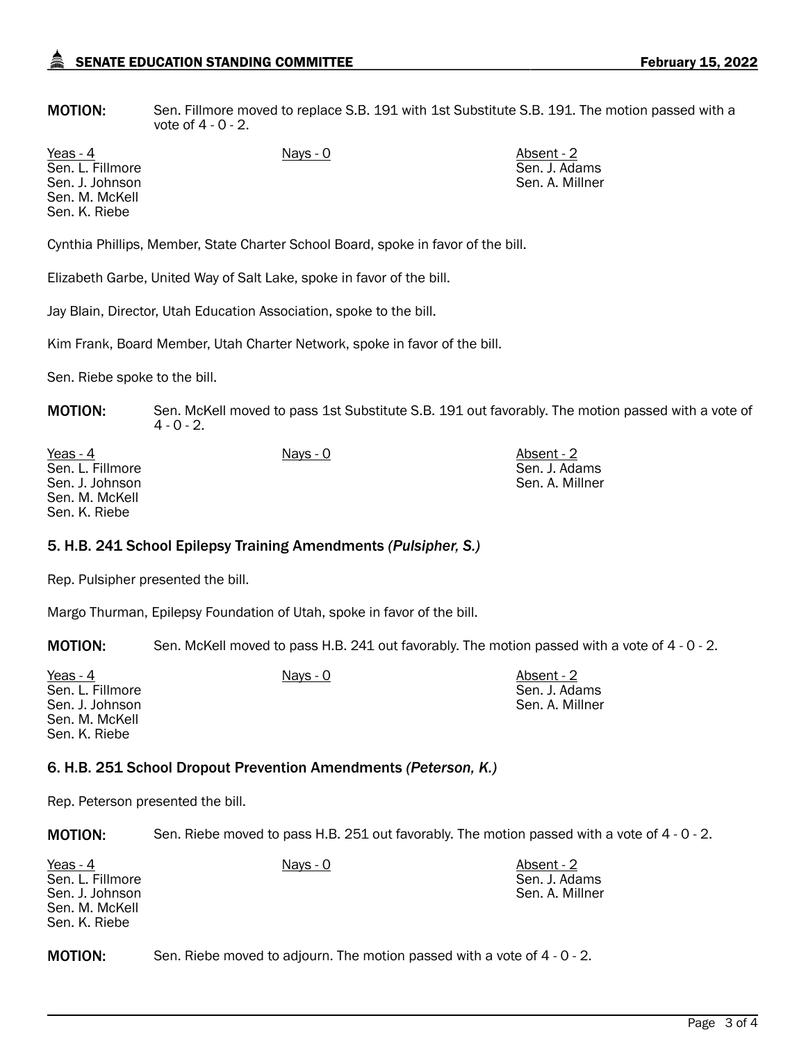**MOTION:** Sen. Fillmore moved to replace S.B. 191 with 1st Substitute S.B. 191. The motion passed with a vote of 4 - 0 - 2.

| Yeas - 4 | Nays - 0 | Absent - 2 |
|---|---|---|
| Sen. L. Fillmore | | Sen. J. Adams |
| Sen. J. Johnson | | Sen. A. Millner |
| Sen. M. McKell | | |
| Sen. K. Riebe | | |

Cynthia Phillips, Member, State Charter School Board, spoke in favor of the bill.

Elizabeth Garbe, United Way of Salt Lake, spoke in favor of the bill.

Jay Blain, Director, Utah Education Association, spoke to the bill.

Kim Frank, Board Member, Utah Charter Network, spoke in favor of the bill.

Sen. Riebe spoke to the bill.

**MOTION:** Sen. McKell moved to pass 1st Substitute S.B. 191 out favorably. The motion passed with a vote of 4 - 0 - 2.

| Yeas - 4 | Nays - 0 | Absent - 2 |
|---|---|---|
| Sen. L. Fillmore | | Sen. J. Adams |
| Sen. J. Johnson | | Sen. A. Millner |
| Sen. M. McKell | | |
| Sen. K. Riebe | | |

### 5. H.B. 241 School Epilepsy Training Amendments *(Pulsipher, S.)*

Rep. Pulsipher presented the bill.

Margo Thurman, Epilepsy Foundation of Utah, spoke in favor of the bill.

**MOTION:** Sen. McKell moved to pass H.B. 241 out favorably. The motion passed with a vote of 4 - 0 - 2.

| Yeas - 4 | Nays - 0 | Absent - 2 |
|---|---|---|
| Sen. L. Fillmore | | Sen. J. Adams |
| Sen. J. Johnson | | Sen. A. Millner |
| Sen. M. McKell | | |
| Sen. K. Riebe | | |

### 6. H.B. 251 School Dropout Prevention Amendments *(Peterson, K.)*

Rep. Peterson presented the bill.

**MOTION:** Sen. Riebe moved to pass H.B. 251 out favorably. The motion passed with a vote of 4 - 0 - 2.

| Yeas - 4 | Nays - 0 | Absent - 2 |
|---|---|---|
| Sen. L. Fillmore | | Sen. J. Adams |
| Sen. J. Johnson | | Sen. A. Millner |
| Sen. M. McKell | | |
| Sen. K. Riebe | | |

**MOTION:** Sen. Riebe moved to adjourn. The motion passed with a vote of 4 - 0 - 2.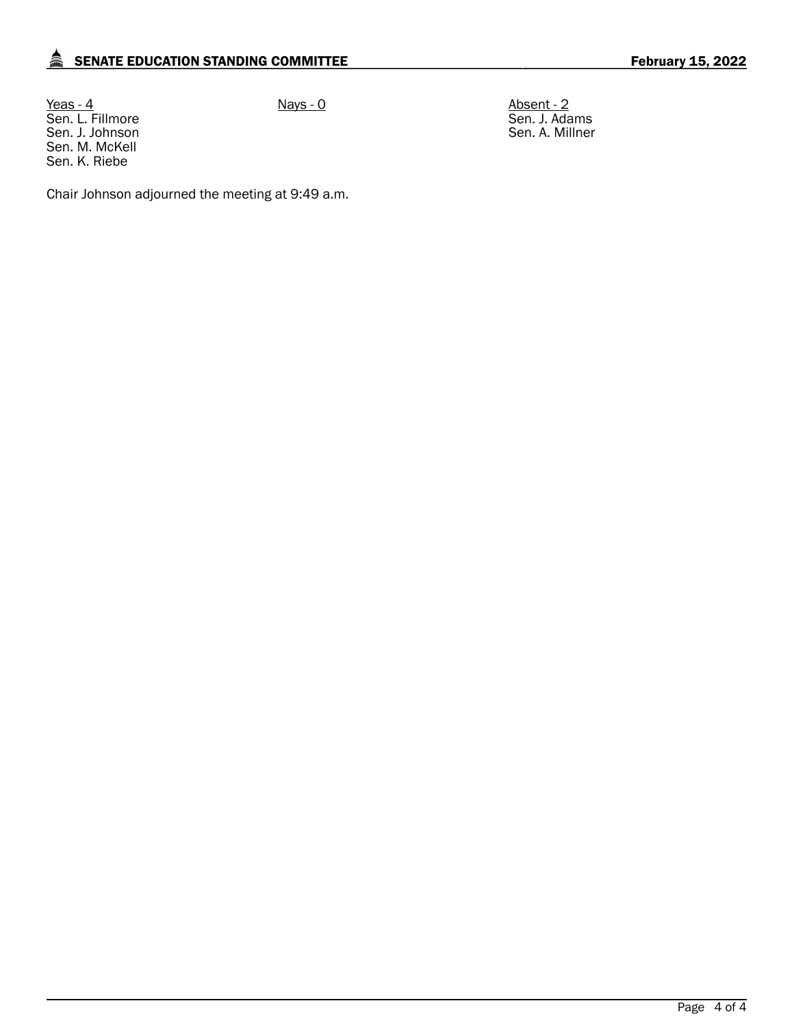| Yeas - 4 | Nays - 0 | Absent - 2 |
| --- | --- | --- |
| Sen. L. Fillmore | | Sen. J. Adams |
| Sen. J. Johnson | | Sen. A. Millner |
| Sen. M. McKell | | |
| Sen. K. Riebe | | |

Chair Johnson adjourned the meeting at 9:49 a.m.